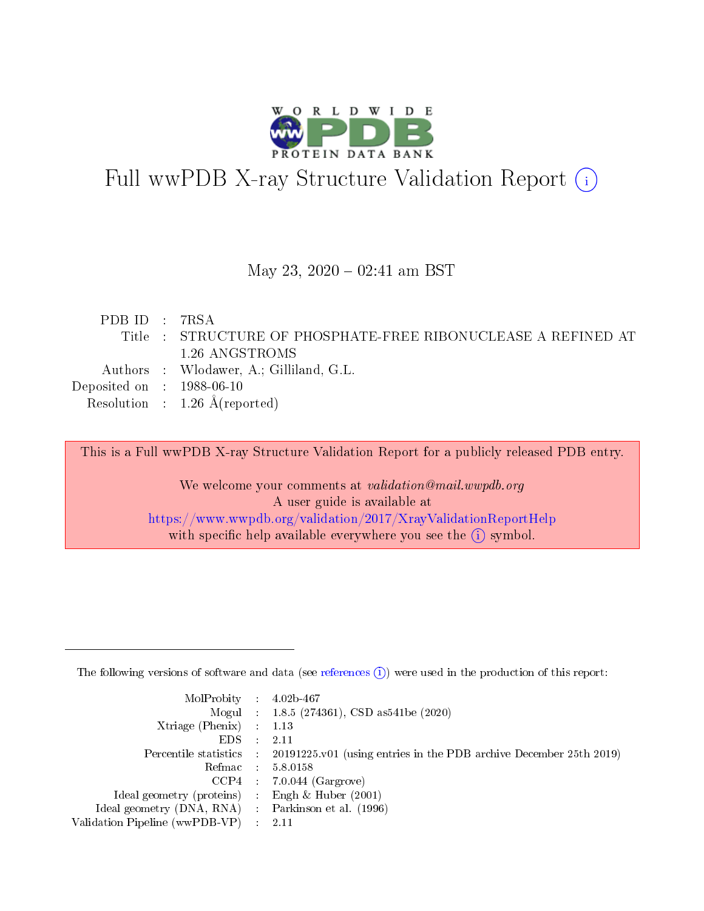# Full wwPDB X-ray Structure Validation Report (i)

May 23, 2020 – 02:41 am BST

| | | |
|---|---|---|
| PDB ID | : | 7RSA |
| Title | : | STRUCTURE OF PHOSPHATE-FREE RIBONUCLEASE A REFINED AT 1.26 ANGSTROMS |
| Authors | : | Wlodawer, A.; Gilliland, G.L. |
| Deposited on | : | 1988-06-10 |
| Resolution | : | 1.26 Å(reported) |

This is a Full wwPDB X-ray Structure Validation Report for a publicly released PDB entry.

We welcome your comments at *validation@mail.wwpdb.org*
A user guide is available at
https://www.wwpdb.org/validation/2017/XrayValidationReportHelp
with specific help available everywhere you see the (i) symbol.

---

The following versions of software and data (see references (i)) were used in the production of this report:

| | | |
|---|---|---|
| MolProbity | : | 4.02b-467 |
| Mogul | : | 1.8.5 (274361), CSD as541be (2020) |
| Xtriage (Phenix) | : | 1.13 |
| EDS | : | 2.11 |
| Percentile statistics | : | 20191225.v01 (using entries in the PDB archive December 25th 2019) |
| Refmac | : | 5.8.0158 |
| CCP4 | : | 7.0.044 (Gargrove) |
| Ideal geometry (proteins) | : | Engh & Huber (2001) |
| Ideal geometry (DNA, RNA) | : | Parkinson et al. (1996) |
| Validation Pipeline (wwPDB-VP) | : | 2.11 |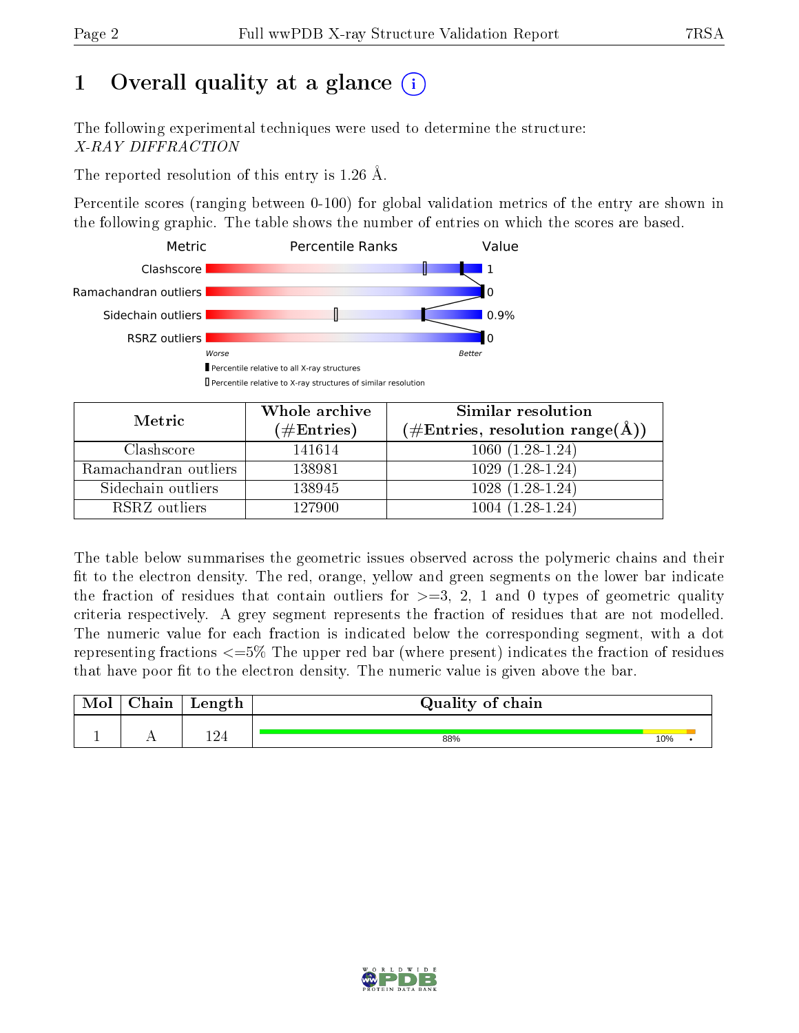# 1 Overall quality at a glance

The following experimental techniques were used to determine the structure:
*X-RAY DIFFRACTION*

The reported resolution of this entry is 1.26 Å.

Percentile scores (ranging between 0-100) for global validation metrics of the entry are shown in the following graphic. The table shows the number of entries on which the scores are based.

| Metric | Value |
|---|---|
| Clashscore | 1 |
| Ramachandran outliers | 0 |
| Sidechain outliers | 0.9% |
| RSRZ outliers | 0 |

Worse — Better

Percentile relative to all X-ray structures
Percentile relative to X-ray structures of similar resolution

| Metric | Whole archive (#Entries) | Similar resolution (#Entries, resolution range(Å)) |
|---|---|---|
| Clashscore | 141614 | 1060 (1.28-1.24) |
| Ramachandran outliers | 138981 | 1029 (1.28-1.24) |
| Sidechain outliers | 138945 | 1028 (1.28-1.24) |
| RSRZ outliers | 127900 | 1004 (1.28-1.24) |

The table below summarises the geometric issues observed across the polymeric chains and their fit to the electron density. The red, orange, yellow and green segments on the lower bar indicate the fraction of residues that contain outliers for >=3, 2, 1 and 0 types of geometric quality criteria respectively. A grey segment represents the fraction of residues that are not modelled. The numeric value for each fraction is indicated below the corresponding segment, with a dot representing fractions <=5% The upper red bar (where present) indicates the fraction of residues that have poor fit to the electron density. The numeric value is given above the bar.

| Mol | Chain | Length | Quality of chain |
|---|---|---|---|
| 1 | A | 124 | 88% 10% • |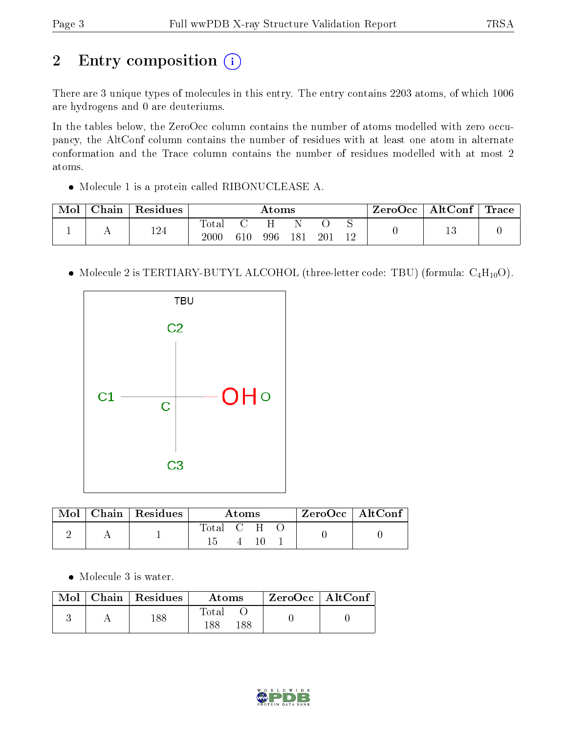# 2 Entry composition

There are 3 unique types of molecules in this entry. The entry contains 2203 atoms, of which 1006 are hydrogens and 0 are deuteriums.

In the tables below, the ZeroOcc column contains the number of atoms modelled with zero occupancy, the AltConf column contains the number of residues with at least one atom in alternate conformation and the Trace column contains the number of residues modelled with at most 2 atoms.

- Molecule 1 is a protein called RIBONUCLEASE A.

| Mol | Chain | Residues | Atoms | | | | | | ZeroOcc | AltConf | Trace |
|---|---|---|---|---|---|---|---|---|---|---|---|
| | | | Total | C | H | N | O | S | | | |
| 1 | A | 124 | 2000 | 610 | 996 | 181 | 201 | 12 | 0 | 13 | 0 |

- Molecule 2 is TERTIARY-BUTYL ALCOHOL (three-letter code: TBU) (formula: $C_4H_{10}O$).

| Mol | Chain | Residues | Atoms | | | | ZeroOcc | AltConf |
|---|---|---|---|---|---|---|---|---|
| | | | Total | C | H | O | | |
| 2 | A | 1 | 15 | 4 | 10 | 1 | 0 | 0 |

- Molecule 3 is water.

| Mol | Chain | Residues | Atoms | | ZeroOcc | AltConf |
|---|---|---|---|---|---|---|
| | | | Total | O | | |
| 3 | A | 188 | 188 | 188 | 0 | 0 |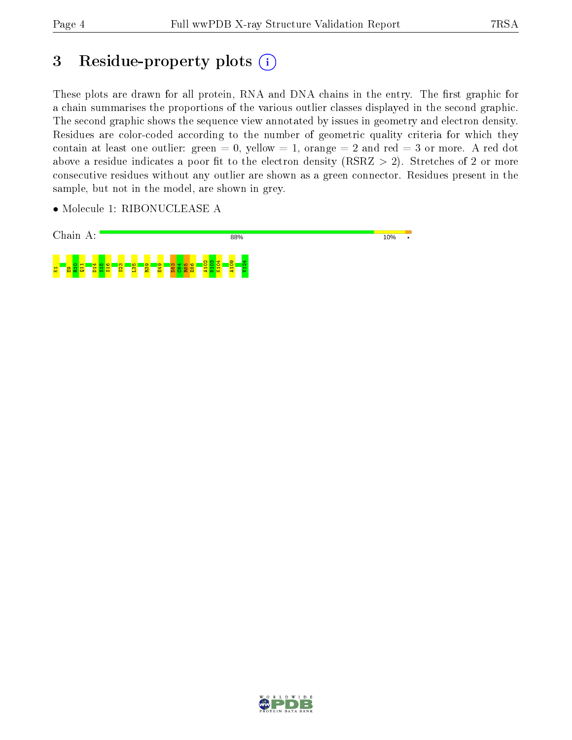# 3 Residue-property plots

These plots are drawn for all protein, RNA and DNA chains in the entry. The first graphic for a chain summarises the proportions of the various outlier classes displayed in the second graphic. The second graphic shows the sequence view annotated by issues in geometry and electron density. Residues are color-coded according to the number of geometric quality criteria for which they contain at least one outlier: green = 0, yellow = 1, orange = 2 and red = 3 or more. A red dot above a residue indicates a poor fit to the electron density (RSRZ > 2). Stretches of 2 or more consecutive residues without any outlier are shown as a green connector. Residues present in the sample, but not in the model, are shown in grey.

- Molecule 1: RIBONUCLEASE A

Chain A: 88% 10% •

K1 E9 R10 Q11 D14 S15 S16 S23 L35 R39 E49 D83 C84 R85 E86 A102 N103 K104 A109 V124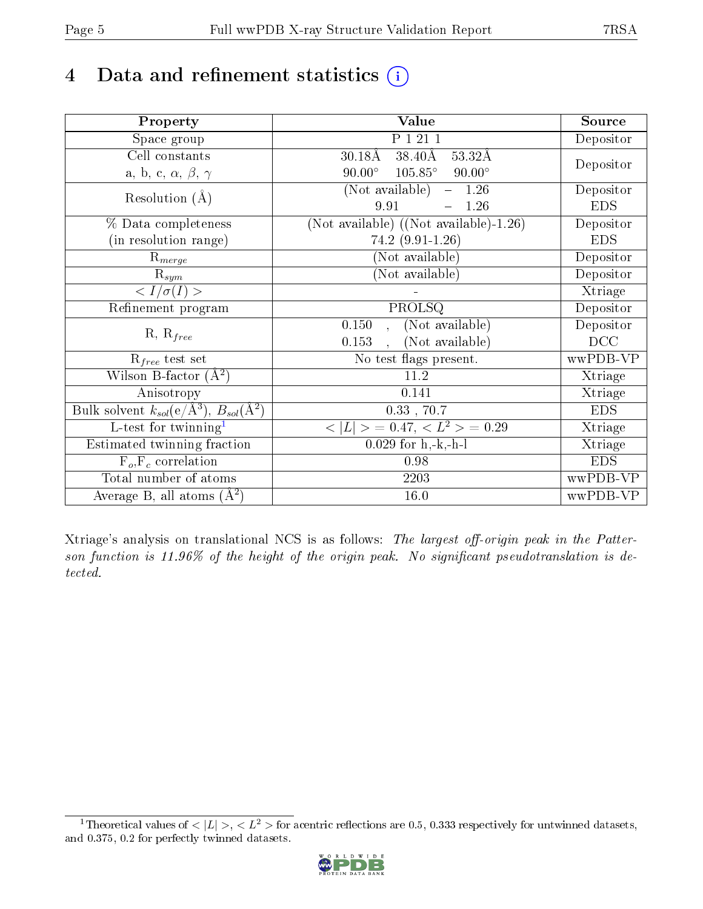# 4 Data and refinement statistics (i)

| Property | Value | Source |
|---|---|---|
| Space group | P 1 21 1 | Depositor |
| Cell constants<br>a, b, c, $\alpha$, $\beta$, $\gamma$ | 30.18Å 38.40Å 53.32Å<br>90.00° 105.85° 90.00° | Depositor |
| Resolution (Å) | (Not available) – 1.26<br>9.91 – 1.26 | Depositor<br>EDS |
| % Data completeness<br>(in resolution range) | (Not available) ((Not available)-1.26)<br>74.2 (9.91-1.26) | Depositor<br>EDS |
| $R_{merge}$ | (Not available) | Depositor |
| $R_{sym}$ | (Not available) | Depositor |
| $< I/\sigma(I) >$ | - | Xtriage |
| Refinement program | PROLSQ | Depositor |
| R, $R_{free}$ | 0.150 , (Not available)<br>0.153 , (Not available) | Depositor<br>DCC |
| $R_{free}$ test set | No test flags present. | wwPDB-VP |
| Wilson B-factor (Å$^2$) | 11.2 | Xtriage |
| Anisotropy | 0.141 | Xtriage |
| Bulk solvent $k_{sol}$(e/Å$^3$), $B_{sol}$(Å$^2$) | 0.33 , 70.7 | EDS |
| L-test for twinning[1] | $< \|L\| > = 0.47$, $< L^2 > = 0.29$ | Xtriage |
| Estimated twinning fraction | 0.029 for h,-k,-h-l | Xtriage |
| $F_o$,$F_c$ correlation | 0.98 | EDS |
| Total number of atoms | 2203 | wwPDB-VP |
| Average B, all atoms (Å$^2$) | 16.0 | wwPDB-VP |

Xtriage's analysis on translational NCS is as follows: *The largest off-origin peak in the Patterson function is 11.96% of the height of the origin peak. No significant pseudotranslation is detected.*

[1] Theoretical values of $< |L| >$, $< L^2 >$ for acentric reflections are 0.5, 0.333 respectively for untwinned datasets, and 0.375, 0.2 for perfectly twinned datasets.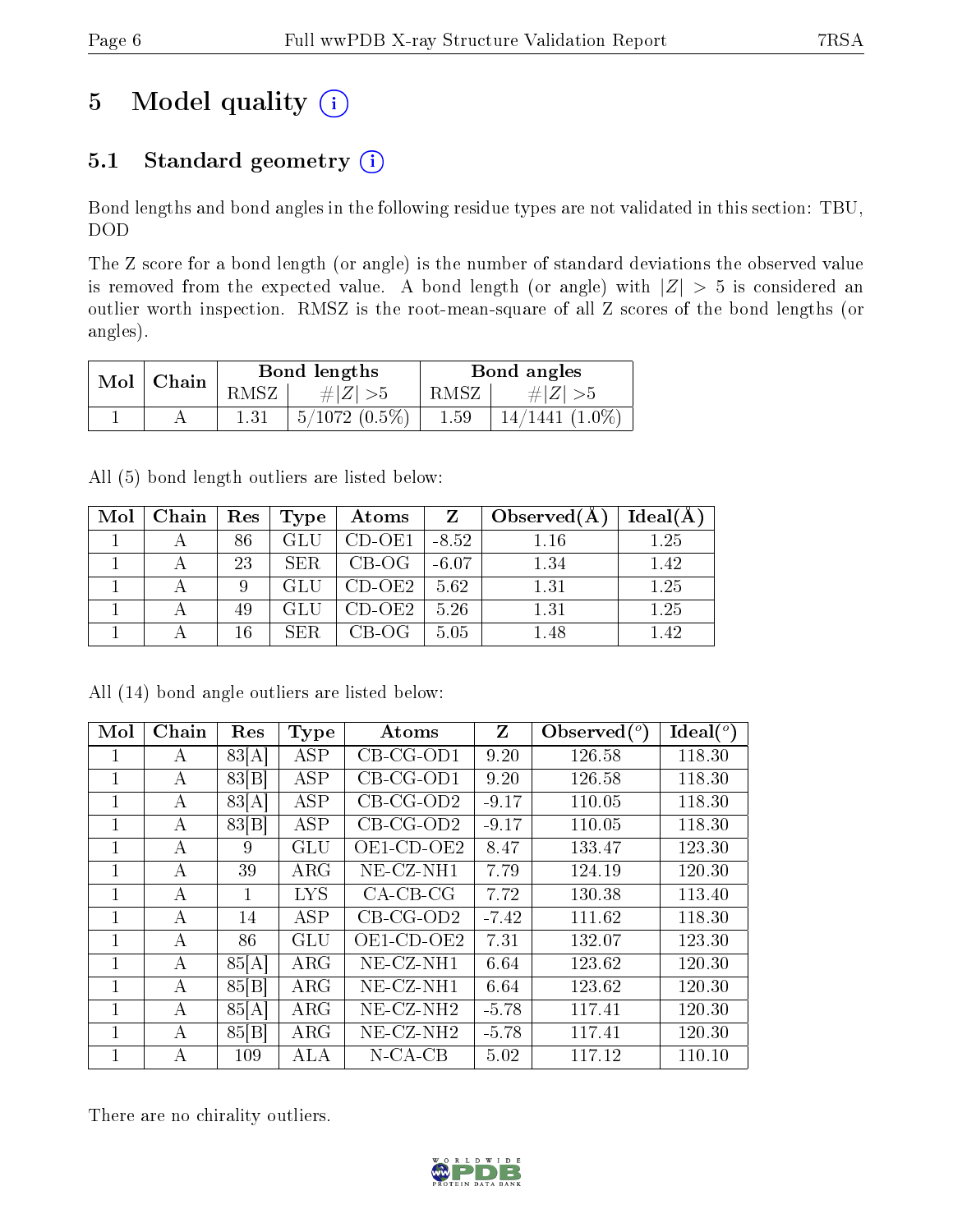# 5 Model quality (i)

## 5.1 Standard geometry (i)

Bond lengths and bond angles in the following residue types are not validated in this section: TBU, DOD

The Z score for a bond length (or angle) is the number of standard deviations the observed value is removed from the expected value. A bond length (or angle) with $|Z| > 5$ is considered an outlier worth inspection. RMSZ is the root-mean-square of all Z scores of the bond lengths (or angles).

| Mol | Chain | Bond lengths | | Bond angles | |
|---|---|---|---|---|---|
| | | RMSZ | $\#\|Z\| >5$ | RMSZ | $\#\|Z\| >5$ |
| 1 | A | 1.31 | 5/1072 (0.5%) | 1.59 | 14/1441 (1.0%) |

All (5) bond length outliers are listed below:

| Mol | Chain | Res | Type | Atoms | Z | Observed(Å) | Ideal(Å) |
|---|---|---|---|---|---|---|---|
| 1 | A | 86 | GLU | CD-OE1 | -8.52 | 1.16 | 1.25 |
| 1 | A | 23 | SER | CB-OG | -6.07 | 1.34 | 1.42 |
| 1 | A | 9 | GLU | CD-OE2 | 5.62 | 1.31 | 1.25 |
| 1 | A | 49 | GLU | CD-OE2 | 5.26 | 1.31 | 1.25 |
| 1 | A | 16 | SER | CB-OG | 5.05 | 1.48 | 1.42 |

All (14) bond angle outliers are listed below:

| Mol | Chain | Res | Type | Atoms | Z | Observed($^o$) | Ideal($^o$) |
|---|---|---|---|---|---|---|---|
| 1 | A | 83[A] | ASP | CB-CG-OD1 | 9.20 | 126.58 | 118.30 |
| 1 | A | 83[B] | ASP | CB-CG-OD1 | 9.20 | 126.58 | 118.30 |
| 1 | A | 83[A] | ASP | CB-CG-OD2 | -9.17 | 110.05 | 118.30 |
| 1 | A | 83[B] | ASP | CB-CG-OD2 | -9.17 | 110.05 | 118.30 |
| 1 | A | 9 | GLU | OE1-CD-OE2 | 8.47 | 133.47 | 123.30 |
| 1 | A | 39 | ARG | NE-CZ-NH1 | 7.79 | 124.19 | 120.30 |
| 1 | A | 1 | LYS | CA-CB-CG | 7.72 | 130.38 | 113.40 |
| 1 | A | 14 | ASP | CB-CG-OD2 | -7.42 | 111.62 | 118.30 |
| 1 | A | 86 | GLU | OE1-CD-OE2 | 7.31 | 132.07 | 123.30 |
| 1 | A | 85[A] | ARG | NE-CZ-NH1 | 6.64 | 123.62 | 120.30 |
| 1 | A | 85[B] | ARG | NE-CZ-NH1 | 6.64 | 123.62 | 120.30 |
| 1 | A | 85[A] | ARG | NE-CZ-NH2 | -5.78 | 117.41 | 120.30 |
| 1 | A | 85[B] | ARG | NE-CZ-NH2 | -5.78 | 117.41 | 120.30 |
| 1 | A | 109 | ALA | N-CA-CB | 5.02 | 117.12 | 110.10 |

There are no chirality outliers.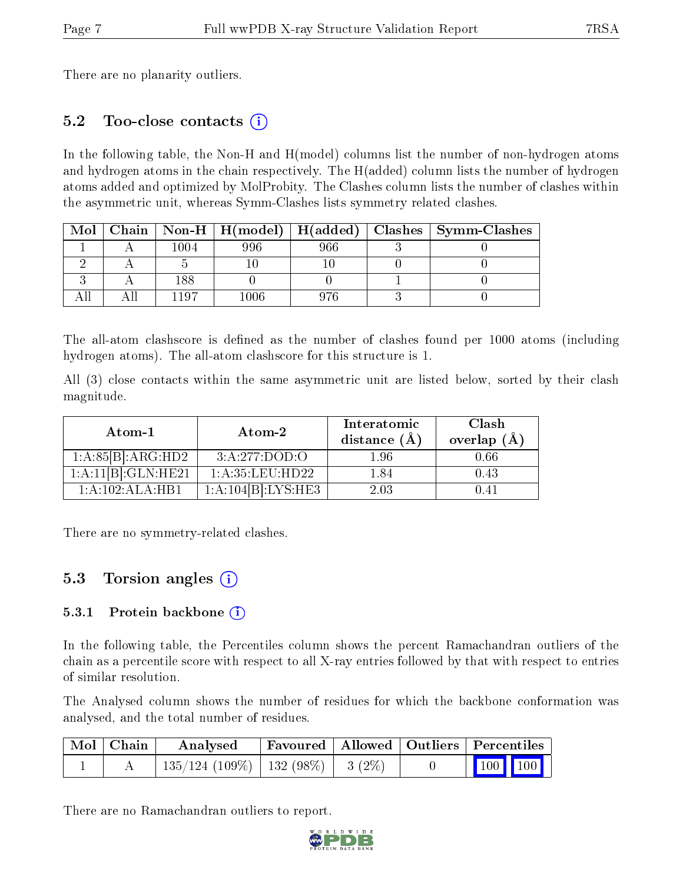There are no planarity outliers.

## 5.2 Too-close contacts (i)

In the following table, the Non-H and H(model) columns list the number of non-hydrogen atoms and hydrogen atoms in the chain respectively. The H(added) column lists the number of hydrogen atoms added and optimized by MolProbity. The Clashes column lists the number of clashes within the asymmetric unit, whereas Symm-Clashes lists symmetry related clashes.

| Mol | Chain | Non-H | H(model) | H(added) | Clashes | Symm-Clashes |
|---|---|---|---|---|---|---|
| 1 | A | 1004 | 996 | 966 | 3 | 0 |
| 2 | A | 5 | 10 | 10 | 0 | 0 |
| 3 | A | 188 | 0 | 0 | 1 | 0 |
| All | All | 1197 | 1006 | 976 | 3 | 0 |

The all-atom clashscore is defined as the number of clashes found per 1000 atoms (including hydrogen atoms). The all-atom clashscore for this structure is 1.

All (3) close contacts within the same asymmetric unit are listed below, sorted by their clash magnitude.

| Atom-1 | Atom-2 | Interatomic distance (Å) | Clash overlap (Å) |
|---|---|---|---|
| 1:A:85[B]:ARG:HD2 | 3:A:277:DOD:O | 1.96 | 0.66 |
| 1:A:11[B]:GLN:HE21 | 1:A:35:LEU:HD22 | 1.84 | 0.43 |
| 1:A:102:ALA:HB1 | 1:A:104[B]:LYS:HE3 | 2.03 | 0.41 |

There are no symmetry-related clashes.

## 5.3 Torsion angles (i)

### 5.3.1 Protein backbone (i)

In the following table, the Percentiles column shows the percent Ramachandran outliers of the chain as a percentile score with respect to all X-ray entries followed by that with respect to entries of similar resolution.

The Analysed column shows the number of residues for which the backbone conformation was analysed, and the total number of residues.

| Mol | Chain | Analysed | Favoured | Allowed | Outliers | Percentiles | |
|---|---|---|---|---|---|---|---|
| 1 | A | 135/124 (109%) | 132 (98%) | 3 (2%) | 0 | 100 | 100 |

There are no Ramachandran outliers to report.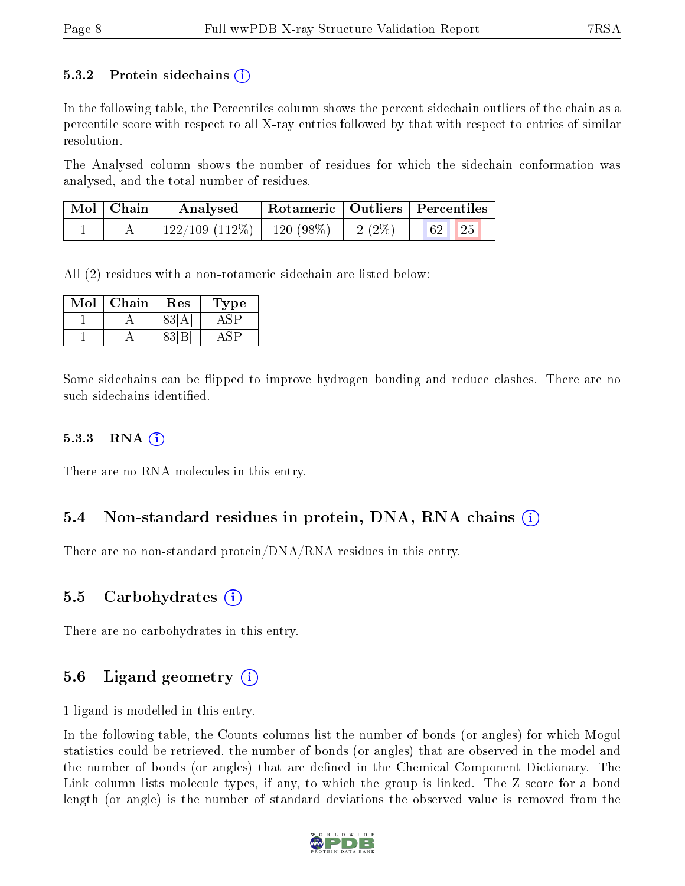### 5.3.2 Protein sidechains (i)

In the following table, the Percentiles column shows the percent sidechain outliers of the chain as a percentile score with respect to all X-ray entries followed by that with respect to entries of similar resolution.

The Analysed column shows the number of residues for which the sidechain conformation was analysed, and the total number of residues.

| Mol | Chain | Analysed | Rotameric | Outliers | Percentiles |
|---|---|---|---|---|---|
| 1 | A | 122/109 (112%) | 120 (98%) | 2 (2%) | 62 25 |

All (2) residues with a non-rotameric sidechain are listed below:

| Mol | Chain | Res | Type |
|---|---|---|---|
| 1 | A | 83[A] | ASP |
| 1 | A | 83[B] | ASP |

Some sidechains can be flipped to improve hydrogen bonding and reduce clashes. There are no such sidechains identified.

### 5.3.3 RNA (i)

There are no RNA molecules in this entry.

## 5.4 Non-standard residues in protein, DNA, RNA chains (i)

There are no non-standard protein/DNA/RNA residues in this entry.

## 5.5 Carbohydrates (i)

There are no carbohydrates in this entry.

## 5.6 Ligand geometry (i)

1 ligand is modelled in this entry.

In the following table, the Counts columns list the number of bonds (or angles) for which Mogul statistics could be retrieved, the number of bonds (or angles) that are observed in the model and the number of bonds (or angles) that are defined in the Chemical Component Dictionary. The Link column lists molecule types, if any, to which the group is linked. The Z score for a bond length (or angle) is the number of standard deviations the observed value is removed from the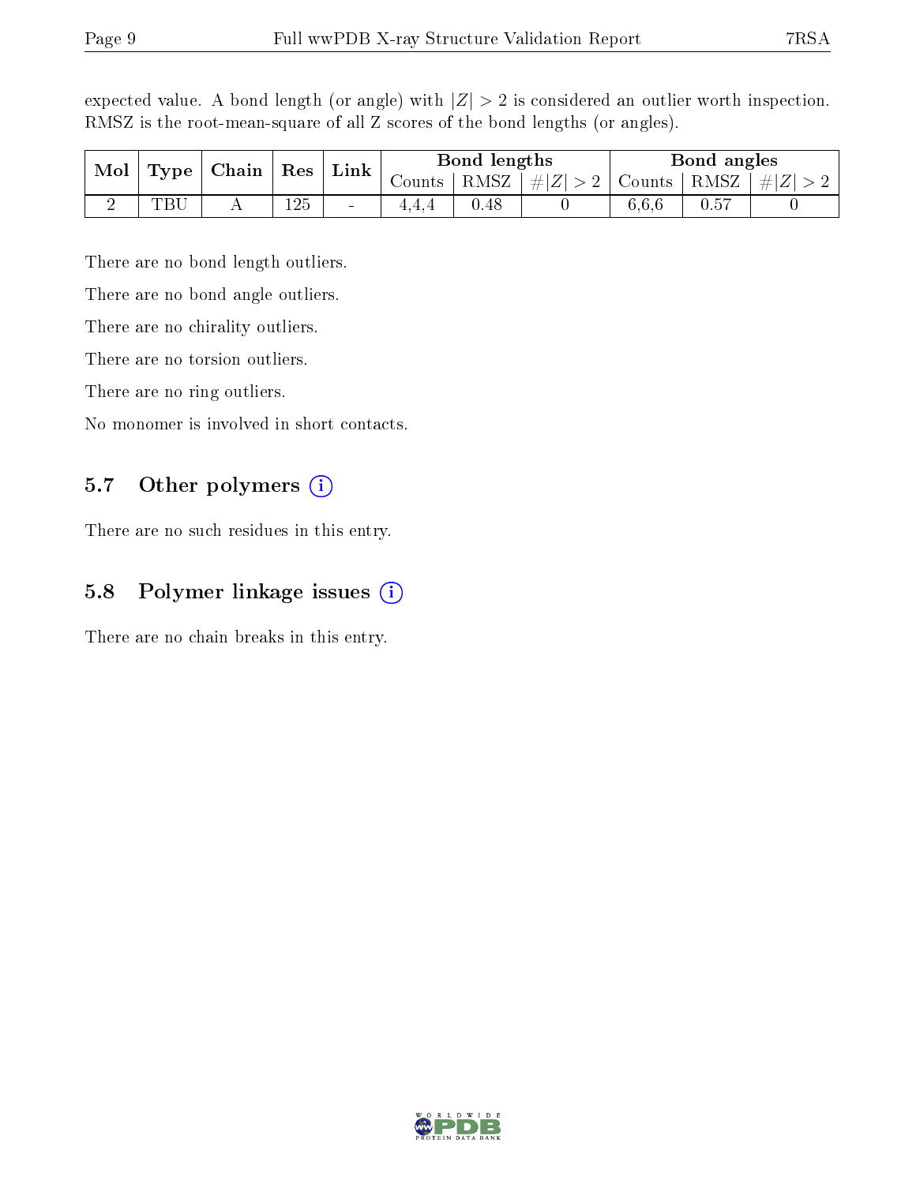expected value. A bond length (or angle) with $|Z| > 2$ is considered an outlier worth inspection. RMSZ is the root-mean-square of all Z scores of the bond lengths (or angles).

| Mol | Type | Chain | Res | Link | Bond lengths | | | Bond angles | | |
|---|---|---|---|---|---|---|---|---|---|---|
| | | | | | Counts | RMSZ | $\#\|Z\| > 2$ | Counts | RMSZ | $\#\|Z\| > 2$ |
| 2 | TBU | A | 125 | - | 4,4,4 | 0.48 | 0 | 6,6,6 | 0.57 | 0 |

There are no bond length outliers.

There are no bond angle outliers.

There are no chirality outliers.

There are no torsion outliers.

There are no ring outliers.

No monomer is involved in short contacts.

## 5.7 Other polymers

There are no such residues in this entry.

## 5.8 Polymer linkage issues

There are no chain breaks in this entry.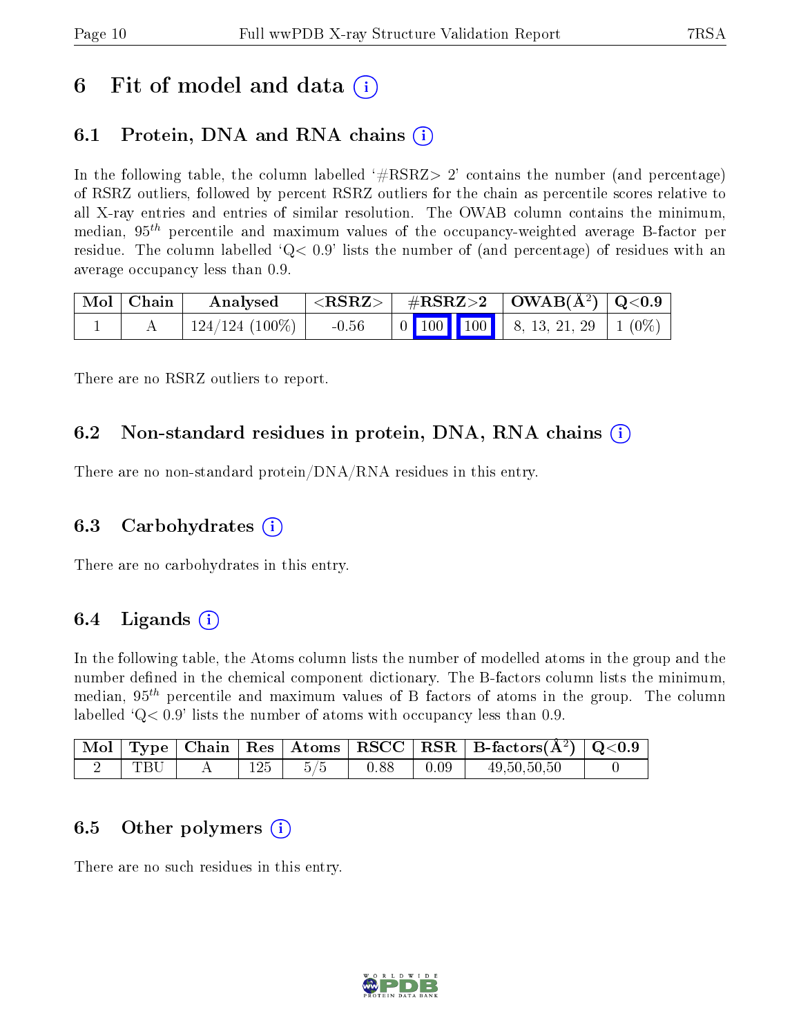# 6 Fit of model and data

## 6.1 Protein, DNA and RNA chains

In the following table, the column labelled '#RSRZ> 2' contains the number (and percentage) of RSRZ outliers, followed by percent RSRZ outliers for the chain as percentile scores relative to all X-ray entries and entries of similar resolution. The OWAB column contains the minimum, median, $95^{th}$ percentile and maximum values of the occupancy-weighted average B-factor per residue. The column labelled 'Q< 0.9' lists the number of (and percentage) of residues with an average occupancy less than 0.9.

| Mol | Chain | Analysed | <RSRZ> | #RSRZ>2 | | | OWAB(Å$^2$) | Q<0.9 |
|---|---|---|---|---|---|---|---|---|
| 1 | A | 124/124 (100%) | -0.56 | 0 | 100 | 100 | 8, 13, 21, 29 | 1 (0%) |

There are no RSRZ outliers to report.

## 6.2 Non-standard residues in protein, DNA, RNA chains

There are no non-standard protein/DNA/RNA residues in this entry.

## 6.3 Carbohydrates

There are no carbohydrates in this entry.

## 6.4 Ligands

In the following table, the Atoms column lists the number of modelled atoms in the group and the number defined in the chemical component dictionary. The B-factors column lists the minimum, median, $95^{th}$ percentile and maximum values of B factors of atoms in the group. The column labelled 'Q< 0.9' lists the number of atoms with occupancy less than 0.9.

| Mol | Type | Chain | Res | Atoms | RSCC | RSR | B-factors(Å$^2$) | Q<0.9 |
|---|---|---|---|---|---|---|---|---|
| 2 | TBU | A | 125 | 5/5 | 0.88 | 0.09 | 49,50,50,50 | 0 |

## 6.5 Other polymers

There are no such residues in this entry.